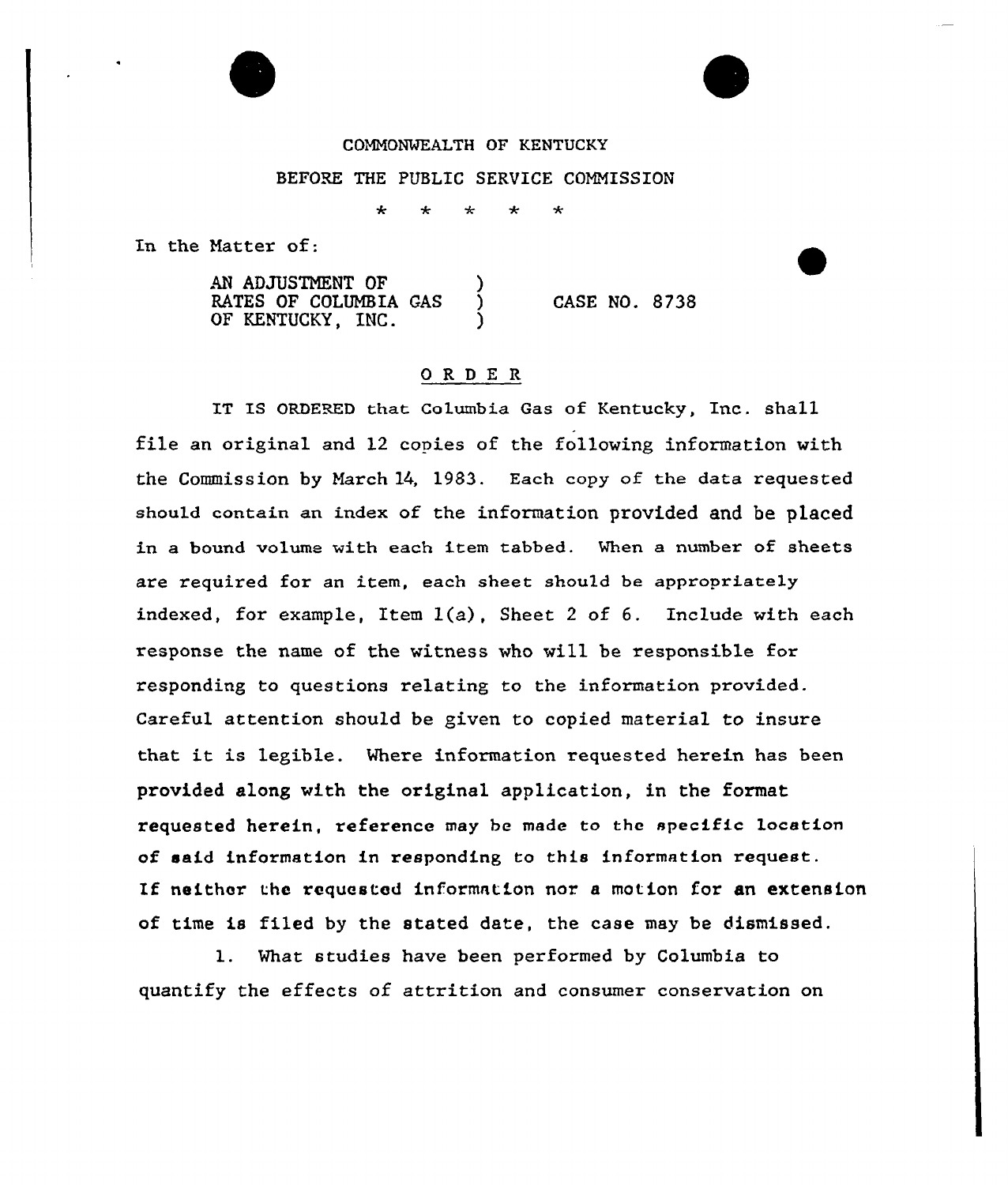COMMONWEALTH OF KENTUCKY

BEFORE THE PUBLIC SERVICE COMMISSION

\* \* \* \* \*

In the Matter of:

AN ADJUSTMENT OF RATES OF COLUMBIA GAS OF KENTUCKY, INC. ) CASE NO. 8738

## O R D E R

IT IS ORDERED that Columbia Gas of Kentucky, Inc. shall file an original and 12 copies of the following information with the Commission by March 14, 1983. Each copy of the data requested should contain an index of the information provided and be placed in a bound volume with each item tabbed. When a number of sheets are required for an item, each sheet should be appropriately indexed, for example, Item 1(a), Sheet 2 of 6. Include with each response the name of the witness who will be responsible for responding to questions relating to the information provided. Careful attention should be given to copied material to insure that it is legible. Where information requested herein has been provided along with the original application, in the format requested herein, reference may be made to the specific location of said information in responding to this information request. If neither the requested information nor a motion for an extension of time is filed by the stated date, the case may be dismissed.

1. What studies have been performed by Columbia to quantify the effects of attrition and consumer conservation on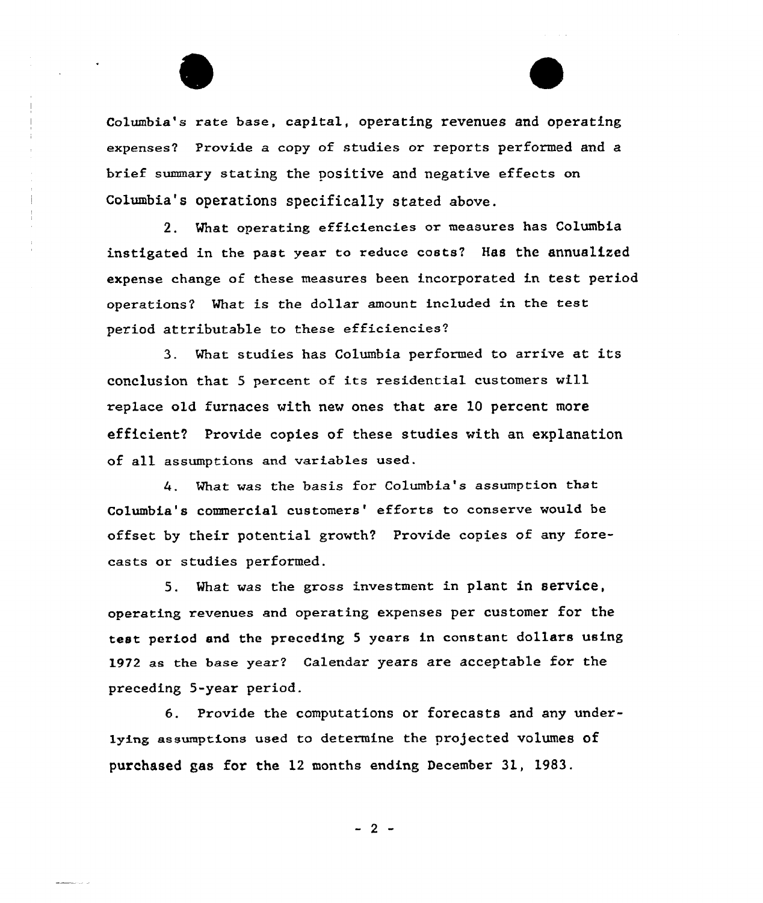Columbia's rate base, capital, operating revenues and operating expenses? Provide a copy of studies or reports performed and a brief summary stating the positive and negative effects on Columbia's operations specifically stated above.

2. What operating efficiencies or measures has Columbia instigated in the past year to reduce costs? Has the annualized expense change of these measures been incorporated in test period operations? What is the dollar amount included in the test period attributable to these efficiencies?

3. What studies has Columbia performed to arrive at its conclusion that 5 percent of its residential customers will replace old furnaces with new ones that are 10 percent more efficient? Provide copies of these studies with an explanation of all assumptions and variables used.

4. What was the basis for Columbia's assumption that Columbia's commercial customers' efforts to conserve would be offset by their potential growth? Provide copies of any forecasts or studies performed.

5. What was the gross investment in plant in service, operating revenues and operating expenses per customer for the test period and the preceding 5 years in constant dollars using 1972 as the base year? Calendar years are acceptable for the preceding 5-year period.

6. Provide the computations or forecasts and any underlying assumptions used to determine the projected volumes of purchased gas for the 12 months ending December 31, 1983.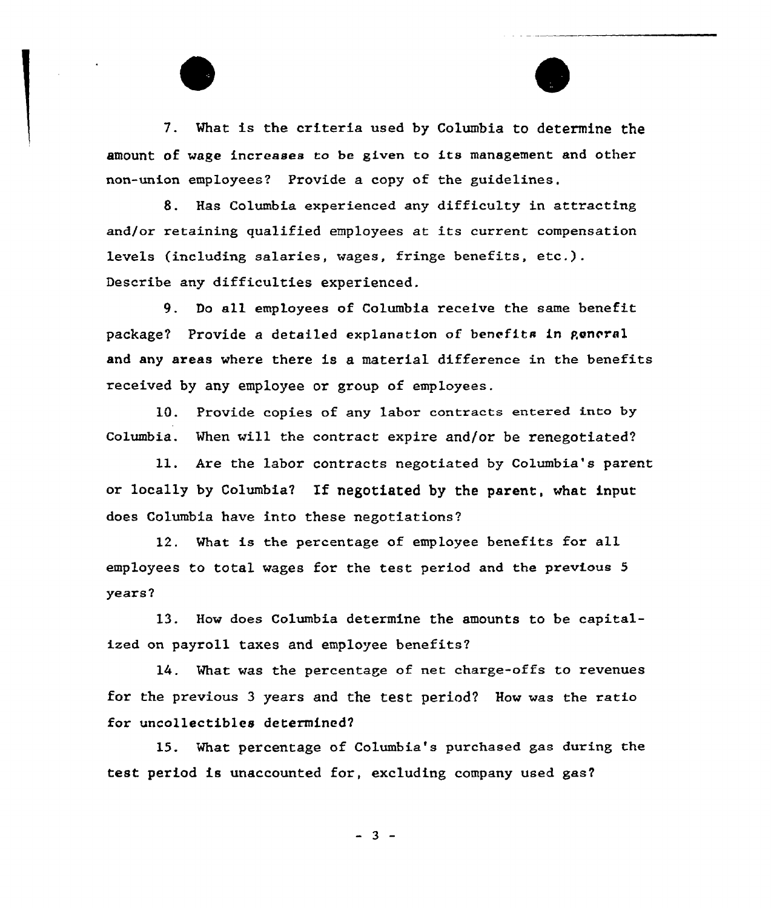7. What is the criteria used by Columbia to determine the amount of wage increases to be given to its management and other non-union employees? Provide a copy of the guidelines.

8. Has Columbia experienced any difficulty in attracting and/or retaining qualified employees at its current compensation levels (including salaries, wages, fringe benefits, etc.). Describe any difficulties experienced.

9. Do all employees of Columbia receive the same benefit package? Provide a detailed explanation of benefits in general and any areas where there is a material difference in the benefits received by any employee or group of employees.

10. Provide copies of any labor contracts entered into by Columbia. When will the contract expire and/or be renegotiated?

11. Are the labor contracts negotiated by Columbia's parent or locally by Columbia? If negotiated by the parent, what input does Columbia have into these negotiations?

12. What is the percentage of employee benefits for all employees to total wages for the test period and the previous 5 years?

13. How does Columbia determine the amounts to be capitalized on payroll taxes and employee benefits?

14. What was the percentage of net charge-offs to revenues for the previous 3 years and the test period? How was the ratio for uncollectibles determined?

15. What percentage of Columbia's purchased gas during the test period is unaccounted for, excluding company used gas?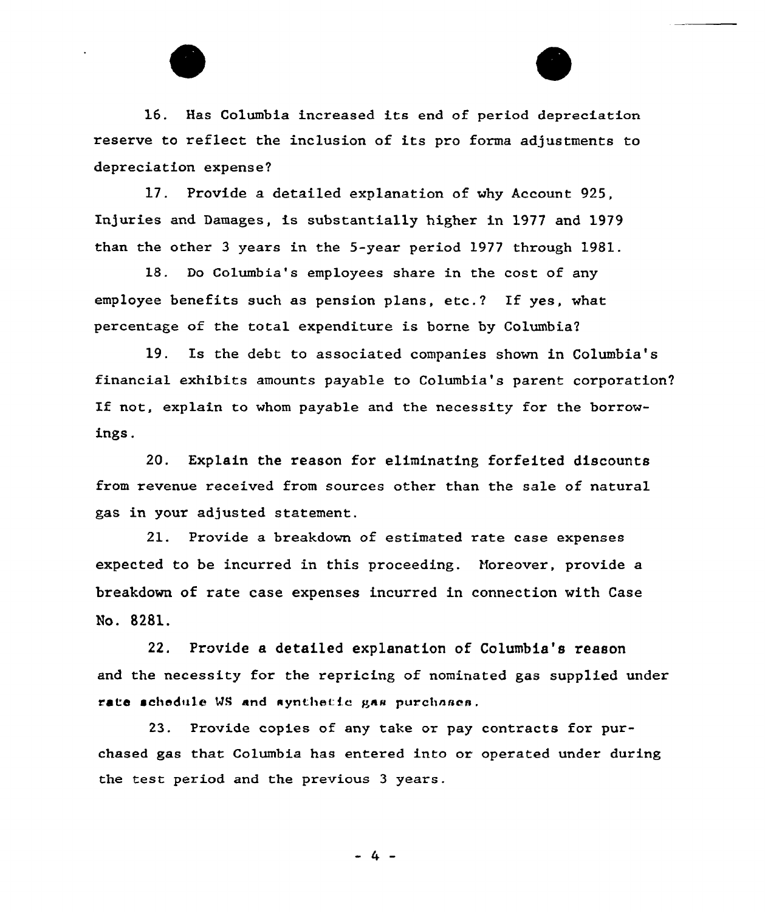16. Has Columbia increased its end of period depreciation reserve to reflect the inclusion of its pro forma adjustments to depreciation expense?

17. Provide a detailed explanation of why Account 925, Injuries and Damages, is substantially higher in 1977 and 1979 than the other 3 years in the 5-year period 1977 through 1981.

18. Do Columbia's employees share in the cost of any employee benefits such as pension plans, etc.? If yes, what percentage of the total expenditure is borne by Columbia?

19. Is the debt to associated companies shown in Columbia's financial exhibits amounts payable to Columbia's parent corporation? If not, explain to whom payable and the necessity for the borrowings.

20. Explain the reason for eliminating forfeited discounts from revenue received from sources other than the sale of natural gas in your adjusted statement.

21. Provide a breakdown of estimated rate case expenses expected to be incurred in this proceeding. Moreover, provide a breakdown of rate case expenses incurred in connection with Case No. 8281.

22. Provide a detailed explanation of Columbia's reason and the necessity for the repricing of nominated gas supplied under rate schedule WS and synthetic gas purchases.

23. Provide copies of any take or pay contracts for purchased gas that Columbia has entered into or operated under during the test period and the previous 3 years.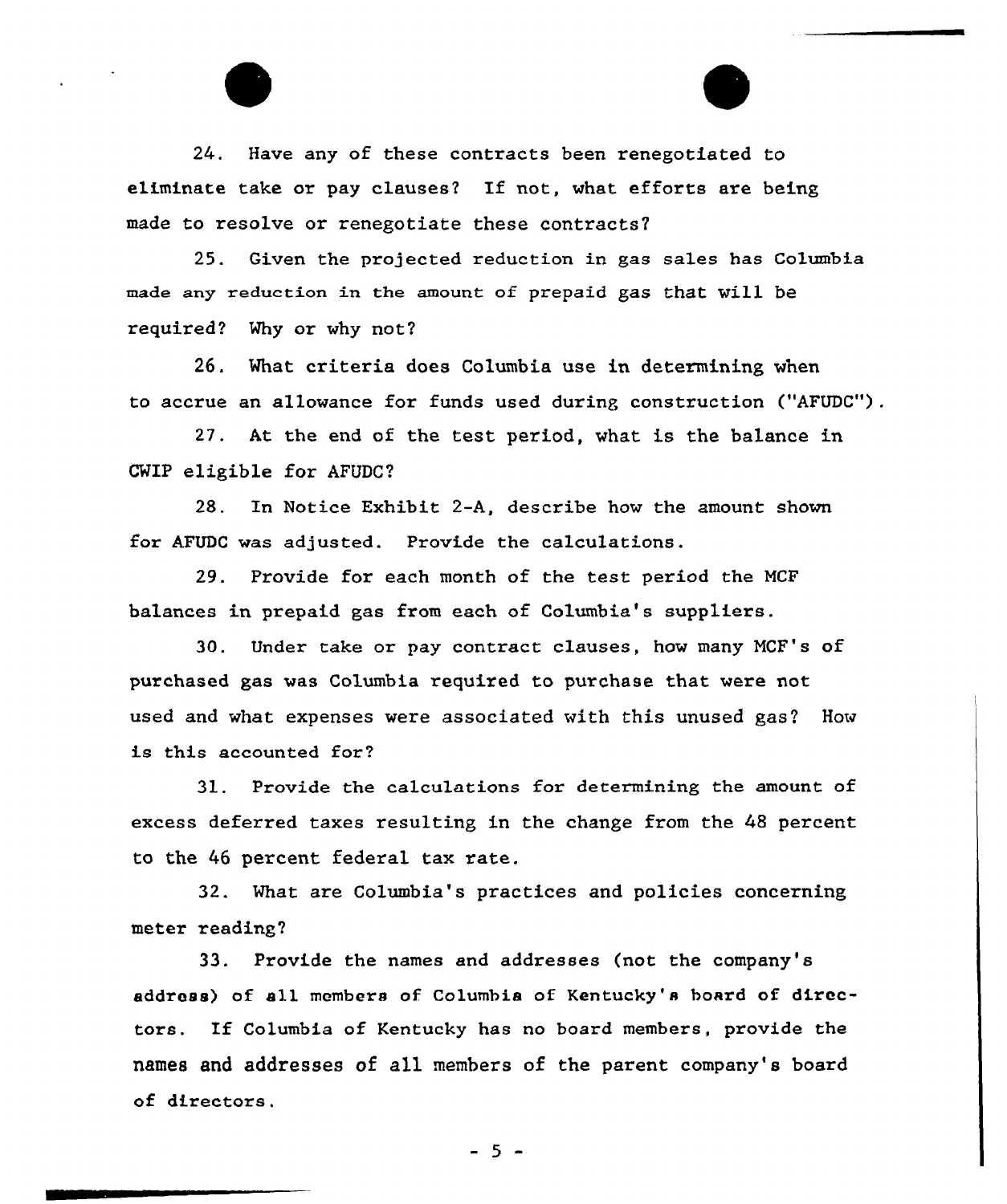24. Have any of these contracts been renegotiated to eliminate take or pay clauses? If not, what efforts are being made to resolve or renegotiate these contracts?

25. Given the projected reduction in gas sales has Columbia made any reduction in the amount of prepaid gas that will be required? Why or why not?

26. What criteria does Columbia use in determining when to accrue an allowance for funds used during construction ("AFUDC").

27. At the end of the test period, what is the balance in CWIP eligible for AFUDC?

28. In Notice Exhibit 2-A, describe how the amount shown for AFUDC was adjusted. Provide the calculations.

29. Provide for each month of the test period the MCF balances in prepaid gas from each of Columbia's suppliers.

30. Under take or pay contract clauses, how many MCF's of purchased gas was Columbia required to purchase that were not used and what expenses were associated with this unused gas? How is this accounted for?

31. Provide the calculations for determining the amount of excess deferred taxes resulting in the change from the 48 percent to the 46 percent federal tax rate.

32. What are Columbia's practices and policies concerning meter reading?

33. Provide the names and addresses (not the company's address) of all members of Columbia of Kentucky's board of directors. If Columbia of Kentucky has no board members, provide the names and addresses of all members of the parent company's board of directors.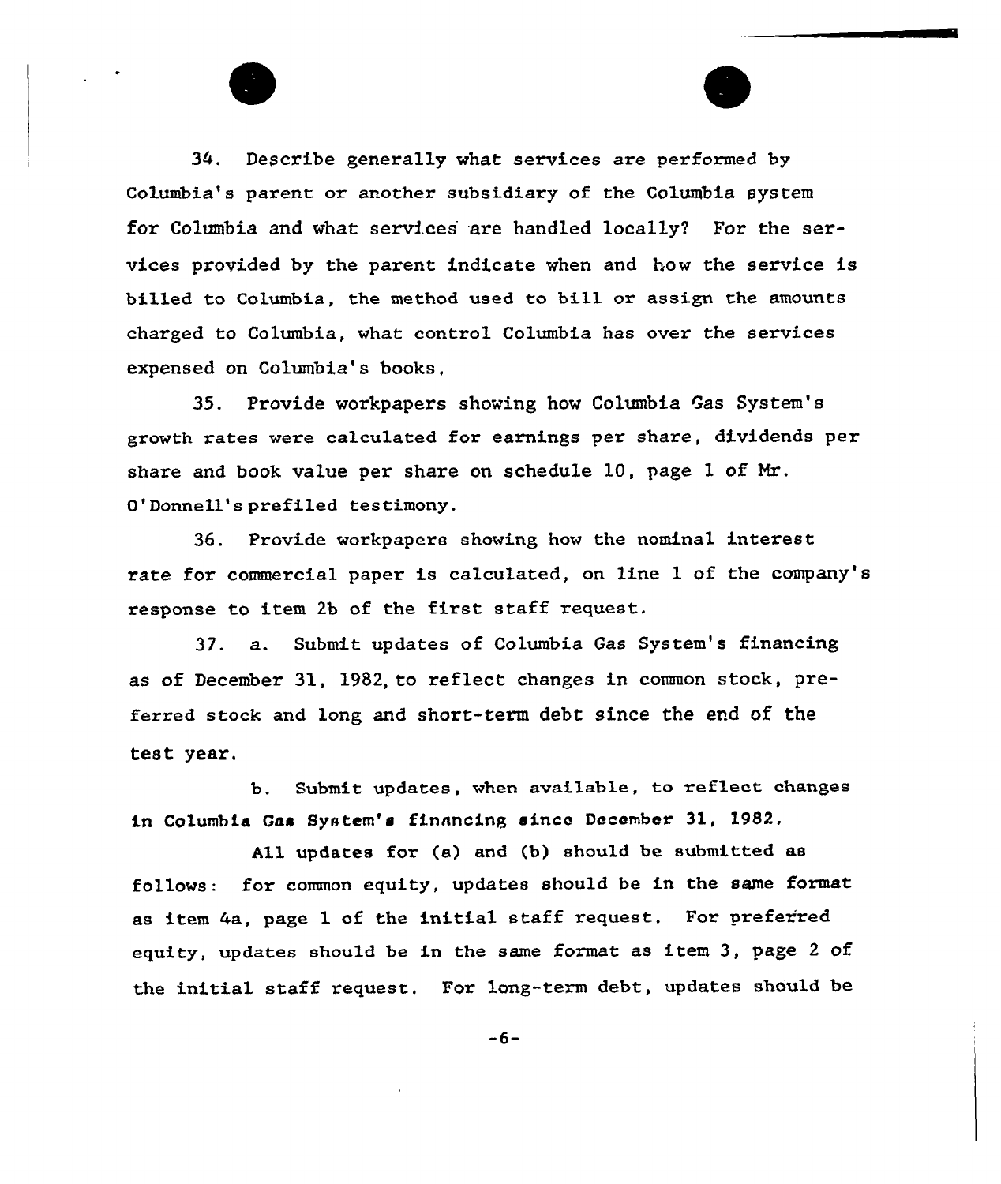34. Describe generally what services are performed by Columbia's parent or another subsidiary of the Columbia system for Columbia and what services are handled locally? For the services provided by the parent indicate when and how the service is billed to Columbia, the method used to bill or assign the amounts charged to Columbia, what control Columbia has over the services expensed on Columbia's books.

35. Provide workpapers showing how Columbia Gas System's growth rates were calculated for earnings per share, dividends per share and book value per share on schedule 10, page 1 of Mr. O'Donnell's prefiled testimony.

36. Provide workpapers showing how the nominal interest rate for commercial paper is calculated, on line 1 of the company's response to item 2b of the first staff request.

37. a. Submit updates of Columbia Gas System's financing as of December 31, 1982, to reflect changes in common stock, preferred stock and long and short-term debt since the end of the test year.

b. Submit updates, when available, to reflect changes in Columbia Gas System's financing since December 31, 1982.

All updates for (a) and (b) should be submitted as follows: for common equity, updates should be in the same format as item 4a, page 1 of the initial staff request. For preferred equity, updates should be in the same format as item 3, page 2 of the initial staff request. For long-term debt, updates should be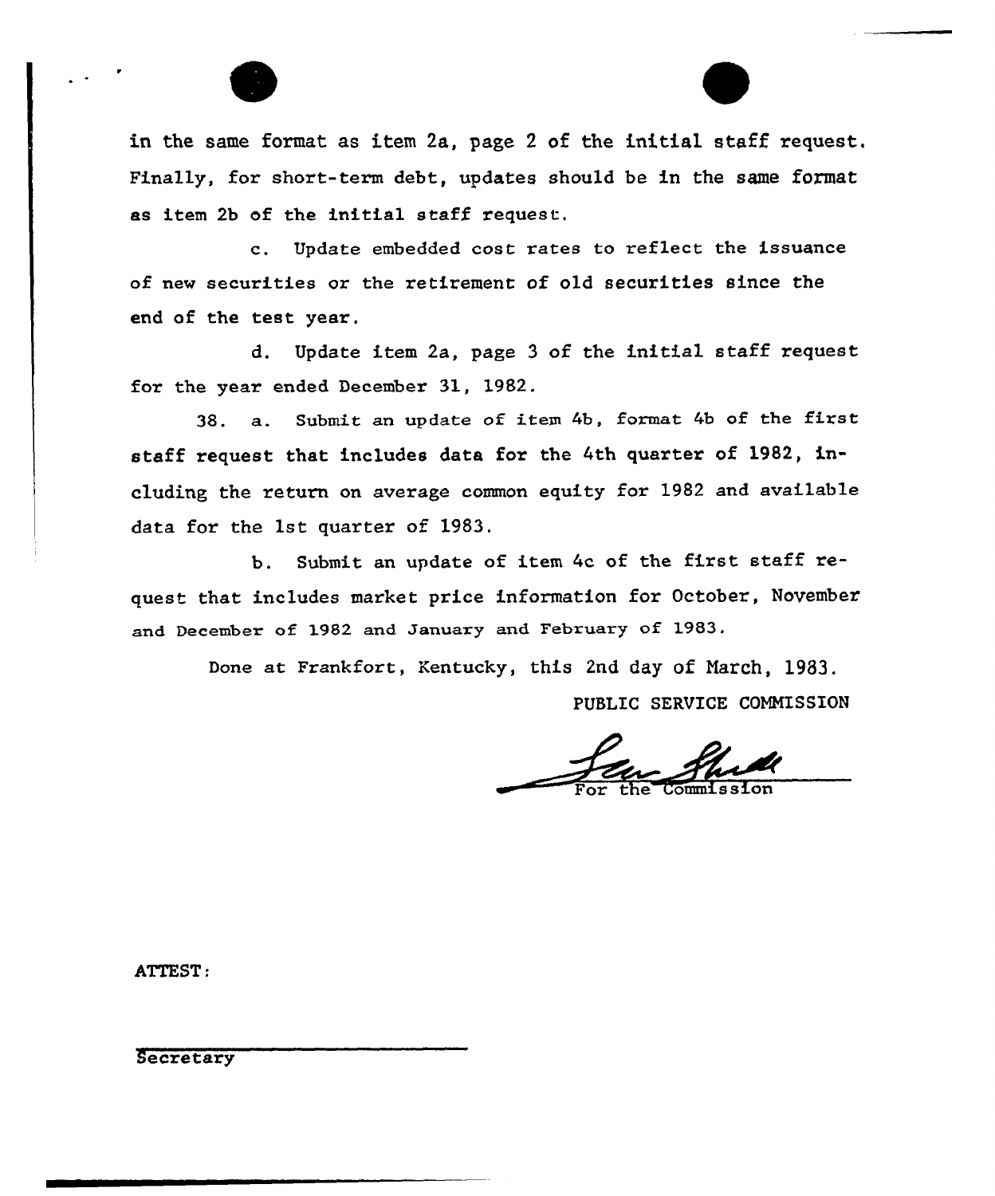in the same format as item 2a, page 2 of the initial staff request. Finally, for short-term debt, updates should be in the same format as item 2b of the initial staff request.

c. Update embedded cost rates to reflect the issuance of new securities or the retirement of old securities since the end of the test year.

d. Update item 2a, page 3 of the initial staff request for the year ended December 31, 1982.

38. a. Submit an update of item 4b, format 4b of the first staff request that includes data for the 4th quarter of 1982, including the return on average common equity for 1982 and available data for the 1st quarter of 1983.

b. Submit an update of item 4c of the first staff request that includes market price information for October, November and December of 1982 and January and February of 1983.

Done at Frankfort, Kentucky, this 2nd day of March, 1983.

PUBLIC SERVICE COMMISSION

For the Commission

ATTEST:

Secretary